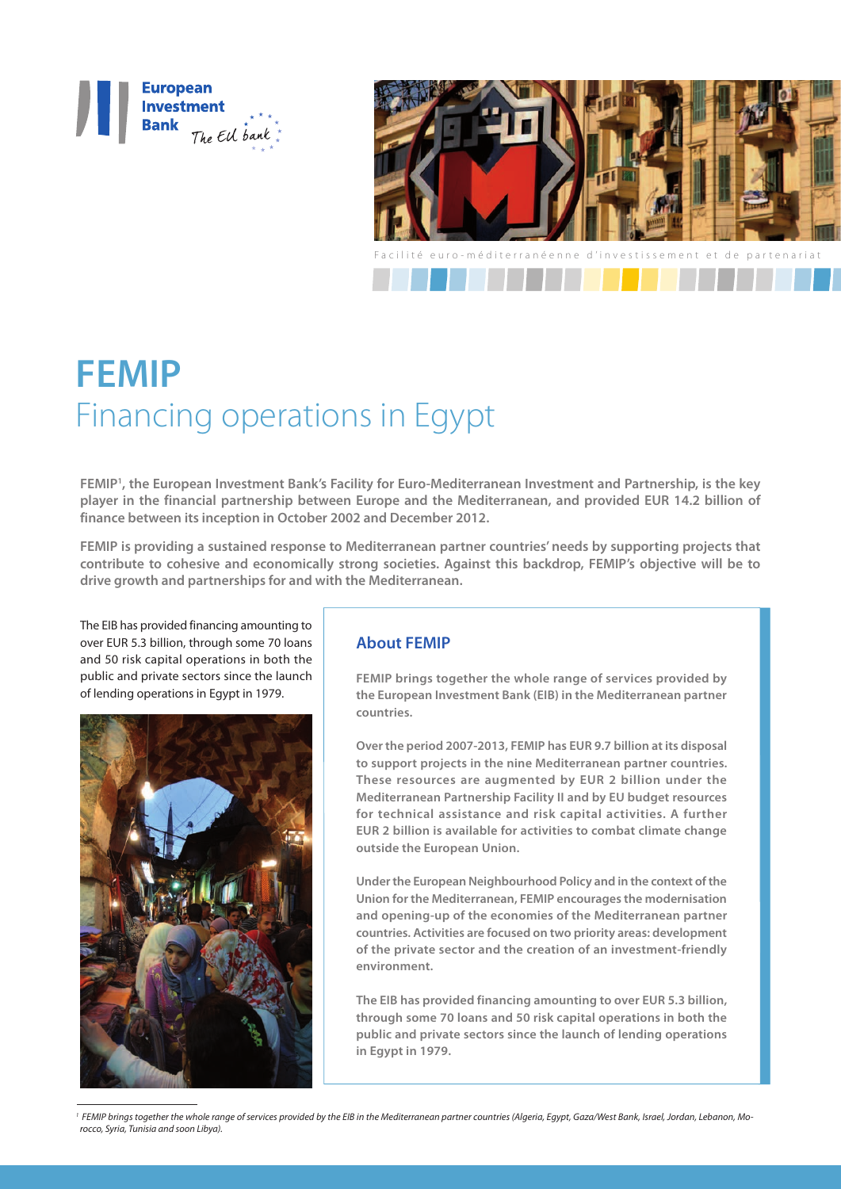European Investment Bank

The EU bank

Facilité euro-méditerranéenne d'investissement et de partenariat

# FEMIP

## Financing operations in Egypt

**FEMIP[1], the European Investment Bank's Facility for Euro-Mediterranean Investment and Partnership, is the key player in the financial partnership between Europe and the Mediterranean, and provided EUR 14.2 billion of finance between its inception in October 2002 and December 2012.**

**FEMIP is providing a sustained response to Mediterranean partner countries' needs by supporting projects that contribute to cohesive and economically strong societies. Against this backdrop, FEMIP's objective will be to drive growth and partnerships for and with the Mediterranean.**

The EIB has provided financing amounting to over EUR 5.3 billion, through some 70 loans and 50 risk capital operations in both the public and private sectors since the launch of lending operations in Egypt in 1979.

### About FEMIP

**FEMIP brings together the whole range of services provided by the European Investment Bank (EIB) in the Mediterranean partner countries.**

**Over the period 2007-2013, FEMIP has EUR 9.7 billion at its disposal to support projects in the nine Mediterranean partner countries. These resources are augmented by EUR 2 billion under the Mediterranean Partnership Facility II and by EU budget resources for technical assistance and risk capital activities. A further EUR 2 billion is available for activities to combat climate change outside the European Union.**

**Under the European Neighbourhood Policy and in the context of the Union for the Mediterranean, FEMIP encourages the modernisation and opening-up of the economies of the Mediterranean partner countries. Activities are focused on two priority areas: development of the private sector and the creation of an investment-friendly environment.**

**The EIB has provided financing amounting to over EUR 5.3 billion, through some 70 loans and 50 risk capital operations in both the public and private sectors since the launch of lending operations in Egypt in 1979.**

[1] *FEMIP brings together the whole range of services provided by the EIB in the Mediterranean partner countries (Algeria, Egypt, Gaza/West Bank, Israel, Jordan, Lebanon, Morocco, Syria, Tunisia and soon Libya).*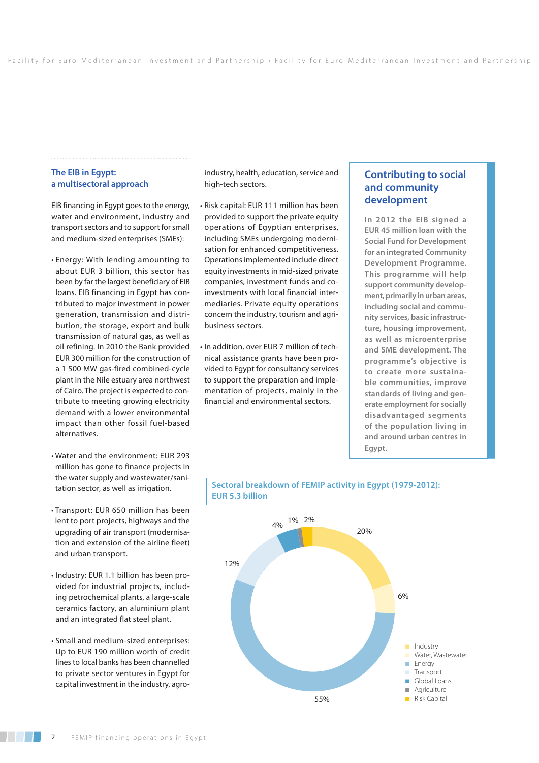## The EIB in Egypt: a multisectoral approach

EIB financing in Egypt goes to the energy, water and environment, industry and transport sectors and to support for small and medium-sized enterprises (SMEs):

- Energy: With lending amounting to about EUR 3 billion, this sector has been by far the largest beneficiary of EIB loans. EIB financing in Egypt has contributed to major investment in power generation, transmission and distribution, the storage, export and bulk transmission of natural gas, as well as oil refining. In 2010 the Bank provided EUR 300 million for the construction of a 1 500 MW gas-fired combined-cycle plant in the Nile estuary area northwest of Cairo. The project is expected to contribute to meeting growing electricity demand with a lower environmental impact than other fossil fuel-based alternatives.

- Water and the environment: EUR 293 million has gone to finance projects in the water supply and wastewater/sanitation sector, as well as irrigation.

- Transport: EUR 650 million has been lent to port projects, highways and the upgrading of air transport (modernisation and extension of the airline fleet) and urban transport.

- Industry: EUR 1.1 billion has been provided for industrial projects, including petrochemical plants, a large-scale ceramics factory, an aluminium plant and an integrated flat steel plant.

- Small and medium-sized enterprises: Up to EUR 190 million worth of credit lines to local banks has been channelled to private sector ventures in Egypt for capital investment in the industry, agro-industry, health, education, service and high-tech sectors.

- Risk capital: EUR 111 million has been provided to support the private equity operations of Egyptian enterprises, including SMEs undergoing modernisation for enhanced competitiveness. Operations implemented include direct equity investments in mid-sized private companies, investment funds and co-investments with local financial intermediaries. Private equity operations concern the industry, tourism and agribusiness sectors.

- In addition, over EUR 7 million of technical assistance grants have been provided to Egypt for consultancy services to support the preparation and implementation of projects, mainly in the financial and environmental sectors.

## Contributing to social and community development

**In 2012 the EIB signed a EUR 45 million loan with the Social Fund for Development for an integrated Community Development Programme. This programme will help support community development, primarily in urban areas, including social and community services, basic infrastructure, housing improvement, as well as microenterprise and SME development. The programme's objective is to create more sustainable communities, improve standards of living and generate employment for socially disadvantaged segments of the population living in and around urban centres in Egypt.**

### Sectoral breakdown of FEMIP activity in Egypt (1979-2012): EUR 5.3 billion

| Sector | Share |
|---|---|
| Industry | 20% |
| Water, Wastewater | 6% |
| Energy | 55% |
| Transport | 12% |
| Global Loans | 4% |
| Agriculture | 1% |
| Risk Capital | 2% |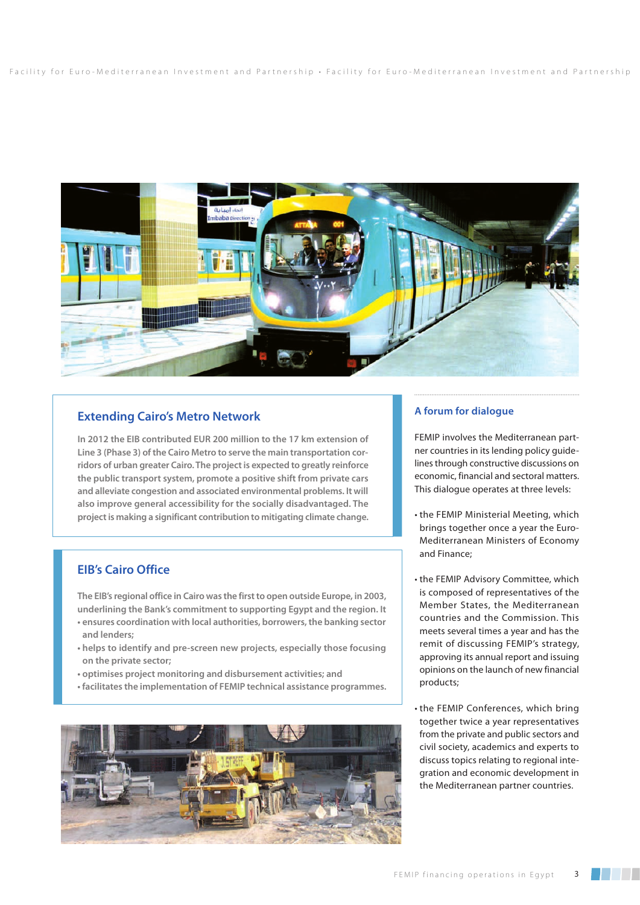## Extending Cairo's Metro Network

In 2012 the EIB contributed EUR 200 million to the 17 km extension of Line 3 (Phase 3) of the Cairo Metro to serve the main transportation corridors of urban greater Cairo. The project is expected to greatly reinforce the public transport system, promote a positive shift from private cars and alleviate congestion and associated environmental problems. It will also improve general accessibility for the socially disadvantaged. The project is making a significant contribution to mitigating climate change.

## EIB's Cairo Office

The EIB's regional office in Cairo was the first to open outside Europe, in 2003, underlining the Bank's commitment to supporting Egypt and the region. It

- ensures coordination with local authorities, borrowers, the banking sector and lenders;
- helps to identify and pre-screen new projects, especially those focusing on the private sector;
- optimises project monitoring and disbursement activities; and
- facilitates the implementation of FEMIP technical assistance programmes.

## A forum for dialogue

FEMIP involves the Mediterranean partner countries in its lending policy guidelines through constructive discussions on economic, financial and sectoral matters. This dialogue operates at three levels:

- the FEMIP Ministerial Meeting, which brings together once a year the Euro-Mediterranean Ministers of Economy and Finance;
- the FEMIP Advisory Committee, which is composed of representatives of the Member States, the Mediterranean countries and the Commission. This meets several times a year and has the remit of discussing FEMIP's strategy, approving its annual report and issuing opinions on the launch of new financial products;
- the FEMIP Conferences, which bring together twice a year representatives from the private and public sectors and civil society, academics and experts to discuss topics relating to regional integration and economic development in the Mediterranean partner countries.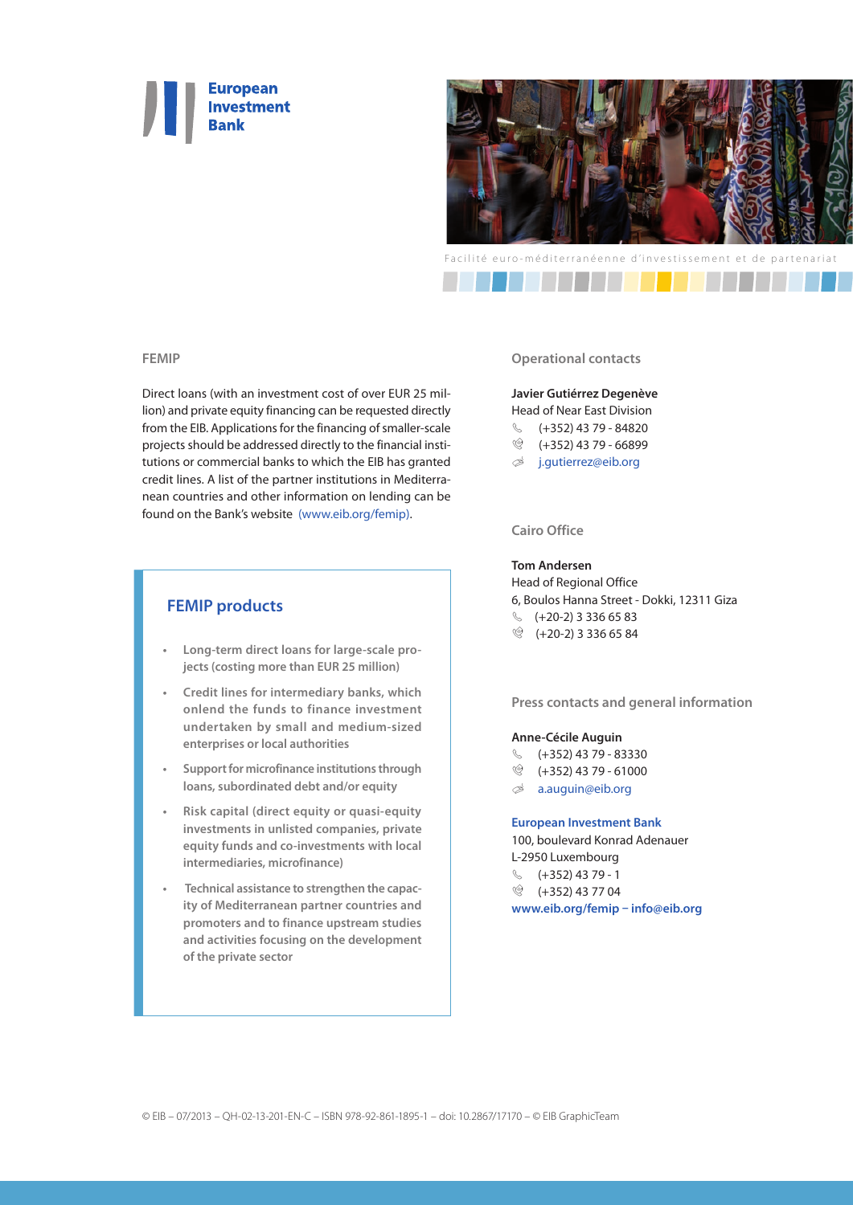**European Investment Bank**

Facilité euro-méditerranéenne d'investissement et de partenariat

## FEMIP

Direct loans (with an investment cost of over EUR 25 million) and private equity financing can be requested directly from the EIB. Applications for the financing of smaller-scale projects should be addressed directly to the financial institutions or commercial banks to which the EIB has granted credit lines. A list of the partner institutions in Mediterranean countries and other information on lending can be found on the Bank's website (www.eib.org/femip).

### FEMIP products

- Long-term direct loans for large-scale projects (costing more than EUR 25 million)
- Credit lines for intermediary banks, which onlend the funds to finance investment undertaken by small and medium-sized enterprises or local authorities
- Support for microfinance institutions through loans, subordinated debt and/or equity
- Risk capital (direct equity or quasi-equity investments in unlisted companies, private equity funds and co-investments with local intermediaries, microfinance)
- Technical assistance to strengthen the capacity of Mediterranean partner countries and promoters and to finance upstream studies and activities focusing on the development of the private sector

## Operational contacts

**Javier Gutiérrez Degenève**
Head of Near East Division
(+352) 43 79 - 84820
(+352) 43 79 - 66899
j.gutierrez@eib.org

## Cairo Office

**Tom Andersen**
Head of Regional Office
6, Boulos Hanna Street - Dokki, 12311 Giza
(+20-2) 3 336 65 83
(+20-2) 3 336 65 84

## Press contacts and general information

**Anne-Cécile Auguin**
(+352) 43 79 - 83330
(+352) 43 79 - 61000
a.auguin@eib.org

**European Investment Bank**
100, boulevard Konrad Adenauer
L-2950 Luxembourg
(+352) 43 79 - 1
(+352) 43 77 04
**www.eib.org/femip – info@eib.org**

© EIB – 07/2013 – QH-02-13-201-EN-C – ISBN 978-92-861-1895-1 – doi: 10.2867/17170 – © EIB GraphicTeam